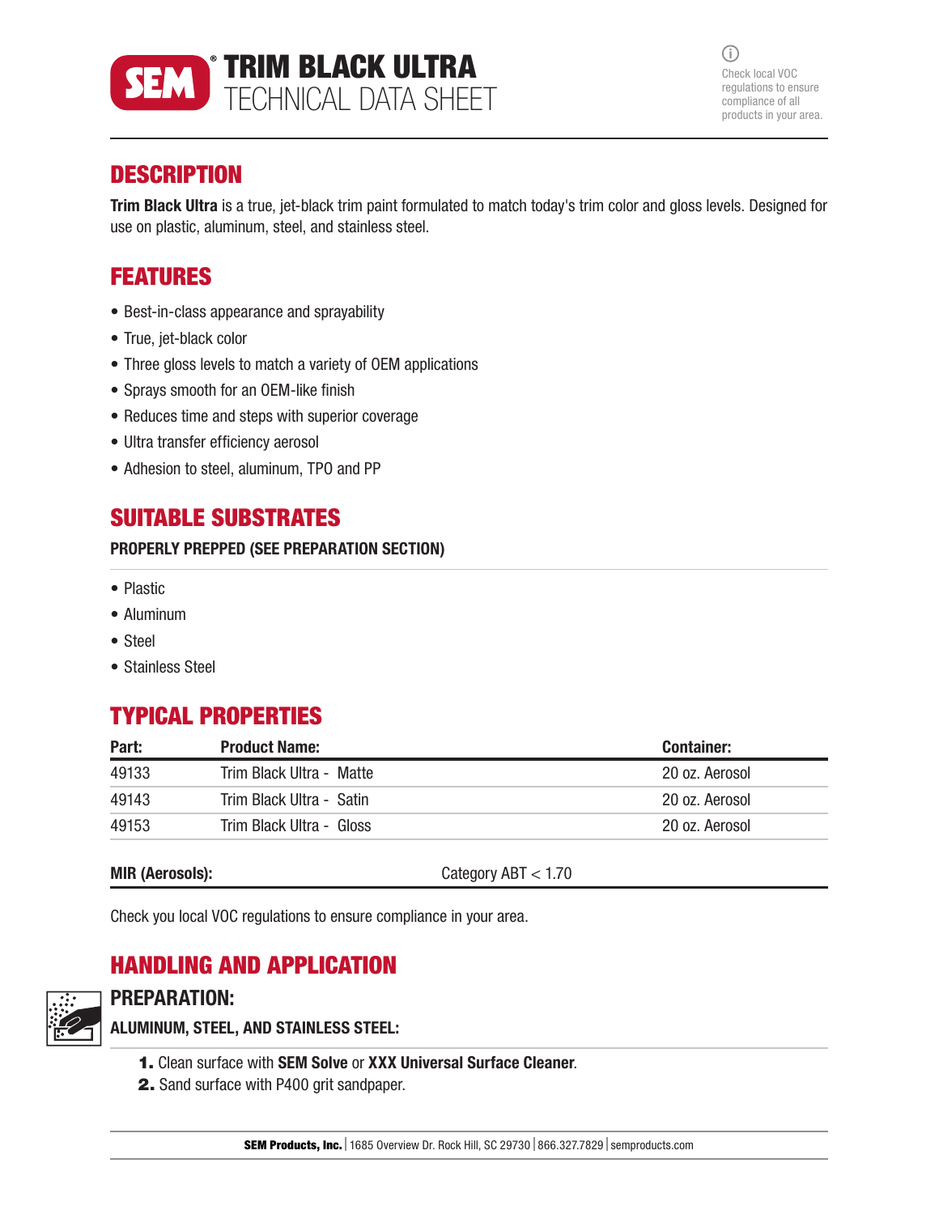# SEM® TRIM BLACK ULTRA TECHNICAL DATA SHEET

Check local VOC regulations to ensure compliance of all products in your area.

## DESCRIPTION

**Trim Black Ultra** is a true, jet-black trim paint formulated to match today's trim color and gloss levels. Designed for use on plastic, aluminum, steel, and stainless steel.

## FEATURES

- Best-in-class appearance and sprayability
- True, jet-black color
- Three gloss levels to match a variety of OEM applications
- Sprays smooth for an OEM-like finish
- Reduces time and steps with superior coverage
- Ultra transfer efficiency aerosol
- Adhesion to steel, aluminum, TPO and PP

## SUITABLE SUBSTRATES

**PROPERLY PREPPED (SEE PREPARATION SECTION)**

- Plastic
- Aluminum
- Steel
- Stainless Steel

## TYPICAL PROPERTIES

| Part: | Product Name: | Container: |
|---|---|---|
| 49133 | Trim Black Ultra - Matte | 20 oz. Aerosol |
| 49143 | Trim Black Ultra - Satin | 20 oz. Aerosol |
| 49153 | Trim Black Ultra - Gloss | 20 oz. Aerosol |

| **MIR (Aerosols):** | Category ABT < 1.70 |
|---|---|

Check you local VOC regulations to ensure compliance in your area.

## HANDLING AND APPLICATION

### PREPARATION:

**ALUMINUM, STEEL, AND STAINLESS STEEL:**

1. Clean surface with **SEM Solve** or **XXX Universal Surface Cleaner**.
2. Sand surface with P400 grit sandpaper.

**SEM Products, Inc.** | 1685 Overview Dr. Rock Hill, SC 29730 | 866.327.7829 | semproducts.com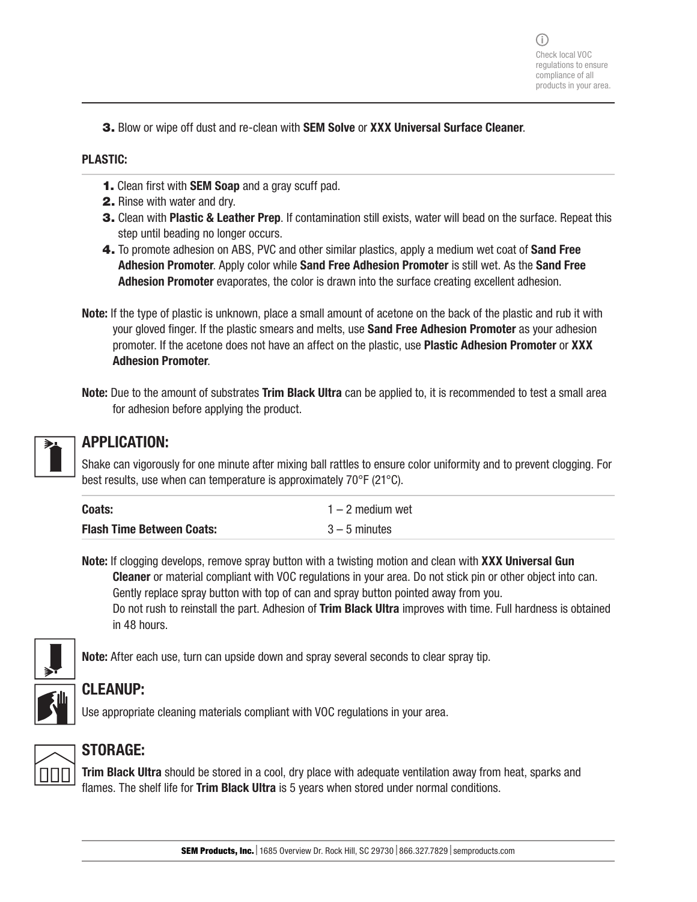Check local VOC regulations to ensure compliance of all products in your area.

3. Blow or wipe off dust and re-clean with **SEM Solve** or **XXX Universal Surface Cleaner**.

**PLASTIC:**

1. Clean first with **SEM Soap** and a gray scuff pad.
2. Rinse with water and dry.
3. Clean with **Plastic & Leather Prep**. If contamination still exists, water will bead on the surface. Repeat this step until beading no longer occurs.
4. To promote adhesion on ABS, PVC and other similar plastics, apply a medium wet coat of **Sand Free Adhesion Promoter**. Apply color while **Sand Free Adhesion Promoter** is still wet. As the **Sand Free Adhesion Promoter** evaporates, the color is drawn into the surface creating excellent adhesion.

**Note:** If the type of plastic is unknown, place a small amount of acetone on the back of the plastic and rub it with your gloved finger. If the plastic smears and melts, use **Sand Free Adhesion Promoter** as your adhesion promoter. If the acetone does not have an affect on the plastic, use **Plastic Adhesion Promoter** or **XXX Adhesion Promoter**.

**Note:** Due to the amount of substrates **Trim Black Ultra** can be applied to, it is recommended to test a small area for adhesion before applying the product.

## APPLICATION:

Shake can vigorously for one minute after mixing ball rattles to ensure color uniformity and to prevent clogging. For best results, use when can temperature is approximately 70°F (21°C).

| | |
|---|---|
| **Coats:** | 1 – 2 medium wet |
| **Flash Time Between Coats:** | 3 – 5 minutes |

**Note:** If clogging develops, remove spray button with a twisting motion and clean with **XXX Universal Gun Cleaner** or material compliant with VOC regulations in your area. Do not stick pin or other object into can. Gently replace spray button with top of can and spray button pointed away from you.
Do not rush to reinstall the part. Adhesion of **Trim Black Ultra** improves with time. Full hardness is obtained in 48 hours.

**Note:** After each use, turn can upside down and spray several seconds to clear spray tip.

## CLEANUP:

Use appropriate cleaning materials compliant with VOC regulations in your area.

## STORAGE:

**Trim Black Ultra** should be stored in a cool, dry place with adequate ventilation away from heat, sparks and flames. The shelf life for **Trim Black Ultra** is 5 years when stored under normal conditions.

**SEM Products, Inc.** | 1685 Overview Dr. Rock Hill, SC 29730 | 866.327.7829 | semproducts.com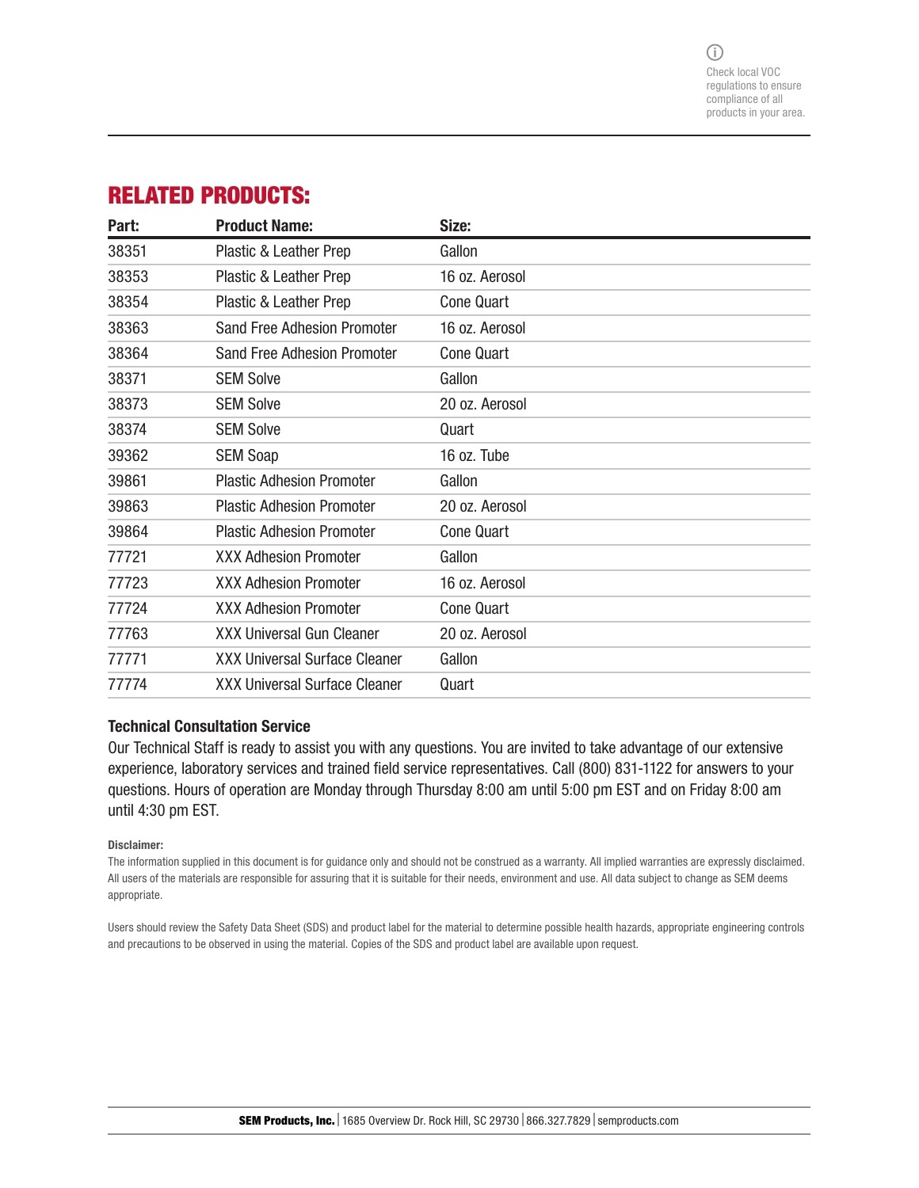Check local VOC regulations to ensure compliance of all products in your area.

## RELATED PRODUCTS:

| Part: | Product Name: | Size: |
|---|---|---|
| 38351 | Plastic & Leather Prep | Gallon |
| 38353 | Plastic & Leather Prep | 16 oz. Aerosol |
| 38354 | Plastic & Leather Prep | Cone Quart |
| 38363 | Sand Free Adhesion Promoter | 16 oz. Aerosol |
| 38364 | Sand Free Adhesion Promoter | Cone Quart |
| 38371 | SEM Solve | Gallon |
| 38373 | SEM Solve | 20 oz. Aerosol |
| 38374 | SEM Solve | Quart |
| 39362 | SEM Soap | 16 oz. Tube |
| 39861 | Plastic Adhesion Promoter | Gallon |
| 39863 | Plastic Adhesion Promoter | 20 oz. Aerosol |
| 39864 | Plastic Adhesion Promoter | Cone Quart |
| 77721 | XXX Adhesion Promoter | Gallon |
| 77723 | XXX Adhesion Promoter | 16 oz. Aerosol |
| 77724 | XXX Adhesion Promoter | Cone Quart |
| 77763 | XXX Universal Gun Cleaner | 20 oz. Aerosol |
| 77771 | XXX Universal Surface Cleaner | Gallon |
| 77774 | XXX Universal Surface Cleaner | Quart |

### Technical Consultation Service

Our Technical Staff is ready to assist you with any questions. You are invited to take advantage of our extensive experience, laboratory services and trained field service representatives. Call (800) 831-1122 for answers to your questions. Hours of operation are Monday through Thursday 8:00 am until 5:00 pm EST and on Friday 8:00 am until 4:30 pm EST.

**Disclaimer:**

The information supplied in this document is for guidance only and should not be construed as a warranty. All implied warranties are expressly disclaimed. All users of the materials are responsible for assuring that it is suitable for their needs, environment and use. All data subject to change as SEM deems appropriate.

Users should review the Safety Data Sheet (SDS) and product label for the material to determine possible health hazards, appropriate engineering controls and precautions to be observed in using the material. Copies of the SDS and product label are available upon request.

**SEM Products, Inc.** | 1685 Overview Dr. Rock Hill, SC 29730 | 866.327.7829 | semproducts.com